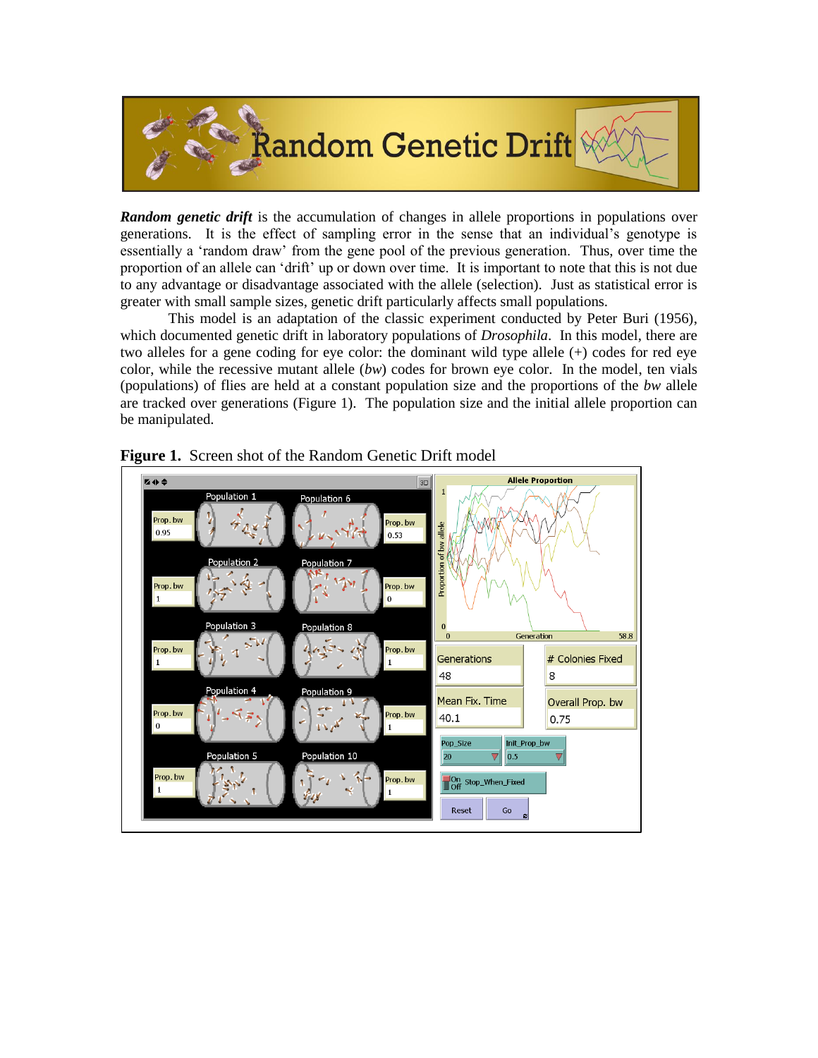# Random Genetic Drift

***Random genetic drift*** is the accumulation of changes in allele proportions in populations over generations. It is the effect of sampling error in the sense that an individual's genotype is essentially a 'random draw' from the gene pool of the previous generation. Thus, over time the proportion of an allele can 'drift' up or down over time. It is important to note that this is not due to any advantage or disadvantage associated with the allele (selection). Just as statistical error is greater with small sample sizes, genetic drift particularly affects small populations.

This model is an adaptation of the classic experiment conducted by Peter Buri (1956), which documented genetic drift in laboratory populations of *Drosophila*. In this model, there are two alleles for a gene coding for eye color: the dominant wild type allele (+) codes for red eye color, while the recessive mutant allele (*bw*) codes for brown eye color. In the model, ten vials (populations) of flies are held at a constant population size and the proportions of the *bw* allele are tracked over generations (Figure 1). The population size and the initial allele proportion can be manipulated.

**Figure 1.** Screen shot of the Random Genetic Drift model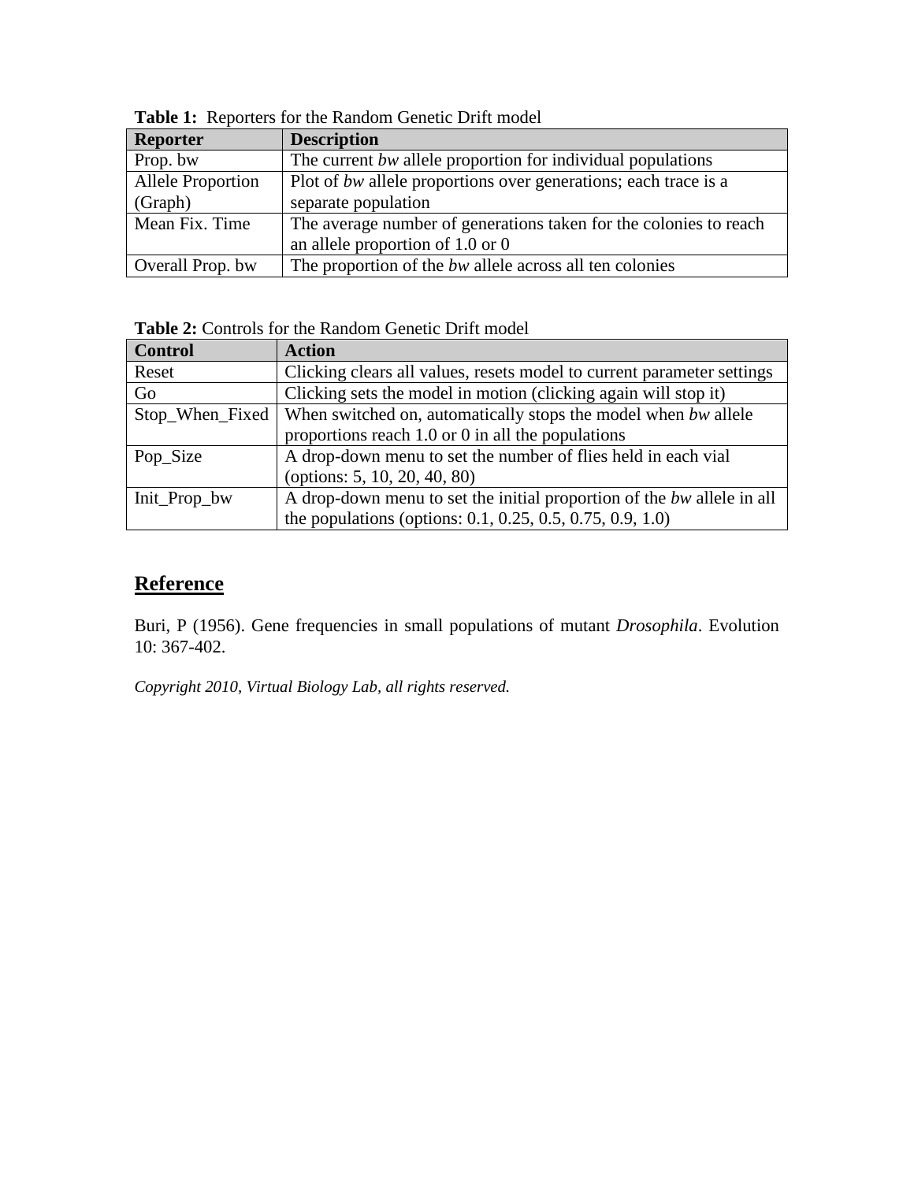**Table 1:** Reporters for the Random Genetic Drift model

| Reporter | Description |
|---|---|
| Prop. bw | The current *bw* allele proportion for individual populations |
| Allele Proportion (Graph) | Plot of *bw* allele proportions over generations; each trace is a separate population |
| Mean Fix. Time | The average number of generations taken for the colonies to reach an allele proportion of 1.0 or 0 |
| Overall Prop. bw | The proportion of the *bw* allele across all ten colonies |

**Table 2:** Controls for the Random Genetic Drift model

| Control | Action |
|---|---|
| Reset | Clicking clears all values, resets model to current parameter settings |
| Go | Clicking sets the model in motion (clicking again will stop it) |
| Stop_When_Fixed | When switched on, automatically stops the model when *bw* allele proportions reach 1.0 or 0 in all the populations |
| Pop_Size | A drop-down menu to set the number of flies held in each vial (options: 5, 10, 20, 40, 80) |
| Init_Prop_bw | A drop-down menu to set the initial proportion of the *bw* allele in all the populations (options: 0.1, 0.25, 0.5, 0.75, 0.9, 1.0) |

## Reference

Buri, P (1956). Gene frequencies in small populations of mutant *Drosophila*. Evolution 10: 367-402.

*Copyright 2010, Virtual Biology Lab, all rights reserved.*